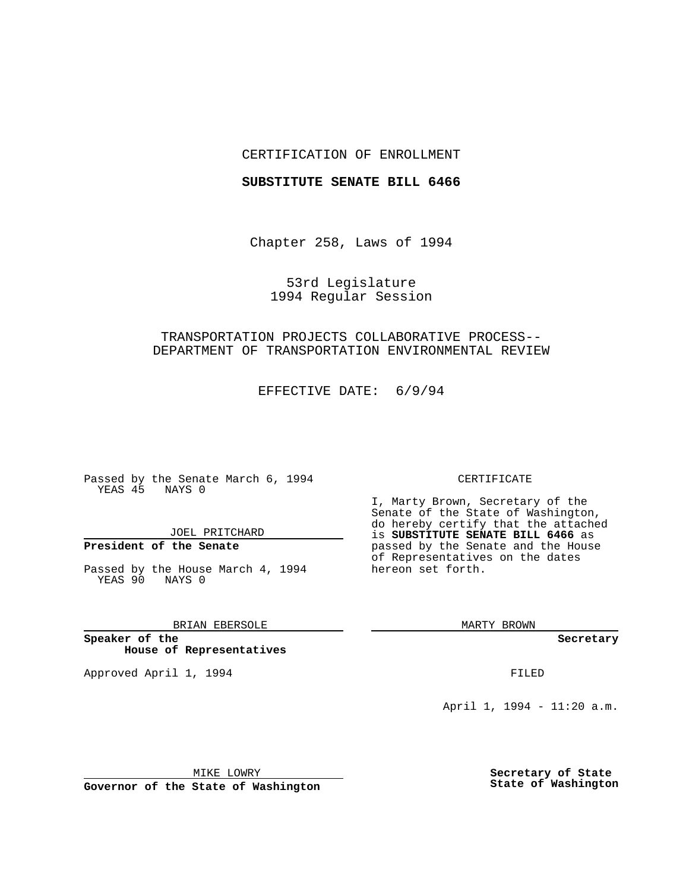CERTIFICATION OF ENROLLMENT

**SUBSTITUTE SENATE BILL 6466**

Chapter 258, Laws of 1994

53rd Legislature
1994 Regular Session

TRANSPORTATION PROJECTS COLLABORATIVE PROCESS--
DEPARTMENT OF TRANSPORTATION ENVIRONMENTAL REVIEW

EFFECTIVE DATE: 6/9/94

Passed by the Senate March 6, 1994
YEAS 45 NAYS 0

JOEL PRITCHARD

**President of the Senate**

Passed by the House March 4, 1994
YEAS 90 NAYS 0

BRIAN EBERSOLE

**Speaker of the House of Representatives**

Approved April 1, 1994

MIKE LOWRY

**Governor of the State of Washington**

CERTIFICATE

I, Marty Brown, Secretary of the Senate of the State of Washington, do hereby certify that the attached is **SUBSTITUTE SENATE BILL 6466** as passed by the Senate and the House of Representatives on the dates hereon set forth.

MARTY BROWN

**Secretary**

FILED

April 1, 1994 - 11:20 a.m.

**Secretary of State**
**State of Washington**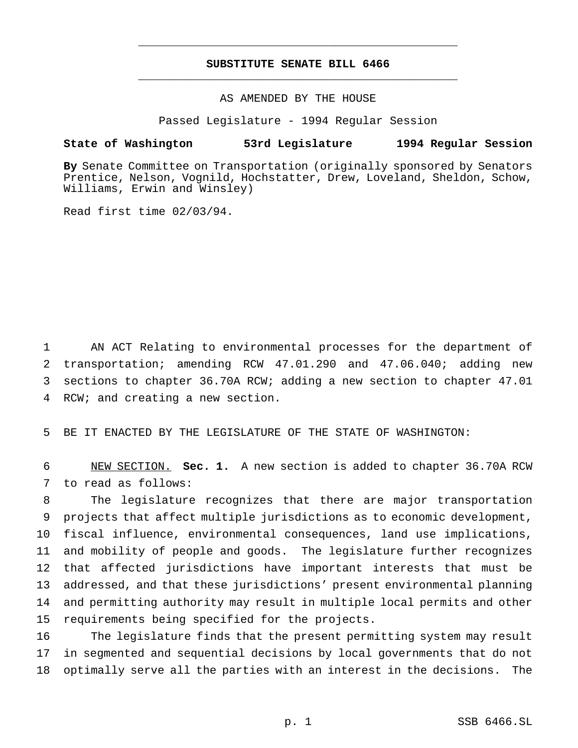# SUBSTITUTE SENATE BILL 6466

AS AMENDED BY THE HOUSE

Passed Legislature - 1994 Regular Session

**State of Washington 53rd Legislature 1994 Regular Session**

**By** Senate Committee on Transportation (originally sponsored by Senators Prentice, Nelson, Vognild, Hochstatter, Drew, Loveland, Sheldon, Schow, Williams, Erwin and Winsley)

Read first time 02/03/94.

AN ACT Relating to environmental processes for the department of transportation; amending RCW 47.01.290 and 47.06.040; adding new sections to chapter 36.70A RCW; adding a new section to chapter 47.01 RCW; and creating a new section.

BE IT ENACTED BY THE LEGISLATURE OF THE STATE OF WASHINGTON:

NEW SECTION. **Sec. 1.** A new section is added to chapter 36.70A RCW to read as follows:

The legislature recognizes that there are major transportation projects that affect multiple jurisdictions as to economic development, fiscal influence, environmental consequences, land use implications, and mobility of people and goods. The legislature further recognizes that affected jurisdictions have important interests that must be addressed, and that these jurisdictions' present environmental planning and permitting authority may result in multiple local permits and other requirements being specified for the projects.

The legislature finds that the present permitting system may result in segmented and sequential decisions by local governments that do not optimally serve all the parties with an interest in the decisions. The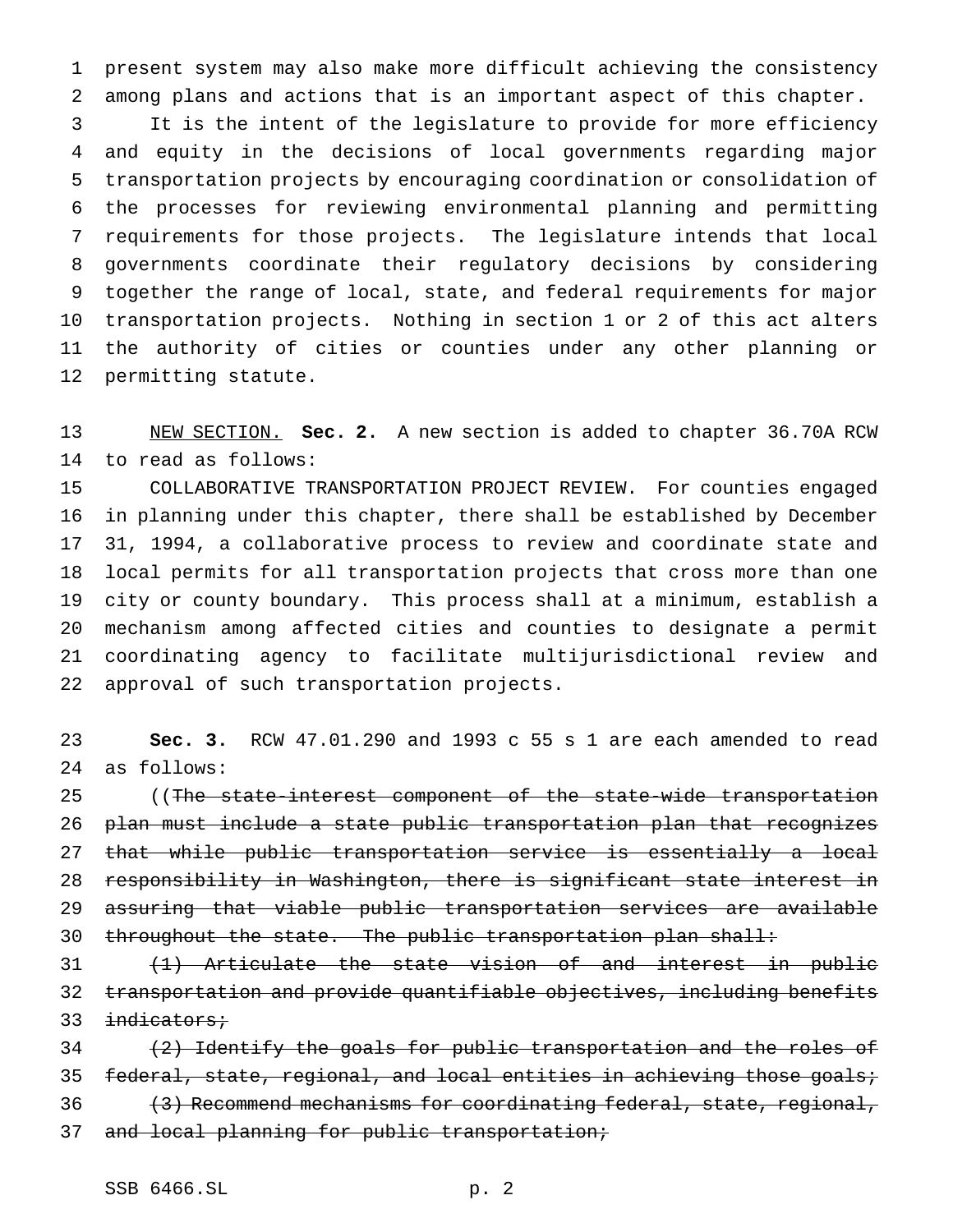present system may also make more difficult achieving the consistency among plans and actions that is an important aspect of this chapter.

It is the intent of the legislature to provide for more efficiency and equity in the decisions of local governments regarding major transportation projects by encouraging coordination or consolidation of the processes for reviewing environmental planning and permitting requirements for those projects. The legislature intends that local governments coordinate their regulatory decisions by considering together the range of local, state, and federal requirements for major transportation projects. Nothing in section 1 or 2 of this act alters the authority of cities or counties under any other planning or permitting statute.

NEW SECTION. **Sec. 2.** A new section is added to chapter 36.70A RCW to read as follows:

COLLABORATIVE TRANSPORTATION PROJECT REVIEW. For counties engaged in planning under this chapter, there shall be established by December 31, 1994, a collaborative process to review and coordinate state and local permits for all transportation projects that cross more than one city or county boundary. This process shall at a minimum, establish a mechanism among affected cities and counties to designate a permit coordinating agency to facilitate multijurisdictional review and approval of such transportation projects.

**Sec. 3.** RCW 47.01.290 and 1993 c 55 s 1 are each amended to read as follows:

((~~The state-interest component of the state-wide transportation plan must include a state public transportation plan that recognizes that while public transportation service is essentially a local responsibility in Washington, there is significant state interest in assuring that viable public transportation services are available throughout the state. The public transportation plan shall:~~

~~(1) Articulate the state vision of and interest in public transportation and provide quantifiable objectives, including benefits indicators;~~

~~(2) Identify the goals for public transportation and the roles of federal, state, regional, and local entities in achieving those goals;~~

~~(3) Recommend mechanisms for coordinating federal, state, regional, and local planning for public transportation;~~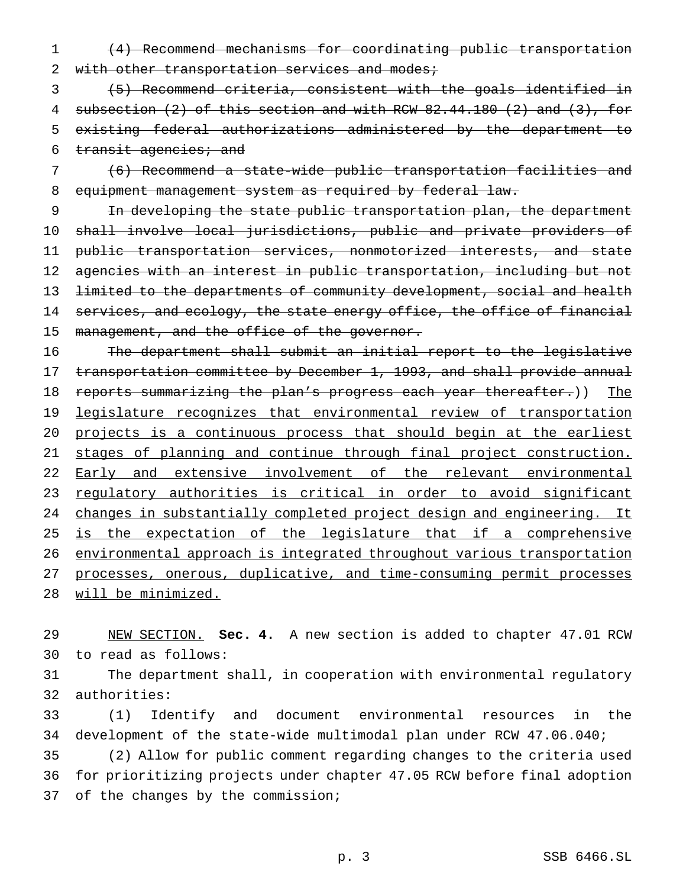~~(4) Recommend mechanisms for coordinating public transportation with other transportation services and modes;~~

~~(5) Recommend criteria, consistent with the goals identified in subsection (2) of this section and with RCW 82.44.180 (2) and (3), for existing federal authorizations administered by the department to transit agencies; and~~

~~(6) Recommend a state-wide public transportation facilities and equipment management system as required by federal law.~~

~~In developing the state public transportation plan, the department shall involve local jurisdictions, public and private providers of public transportation services, nonmotorized interests, and state agencies with an interest in public transportation, including but not limited to the departments of community development, social and health services, and ecology, the state energy office, the office of financial management, and the office of the governor.~~

~~The department shall submit an initial report to the legislative transportation committee by December 1, 1993, and shall provide annual reports summarizing the plan's progress each year thereafter.~~)) <u>The legislature recognizes that environmental review of transportation projects is a continuous process that should begin at the earliest stages of planning and continue through final project construction. Early and extensive involvement of the relevant environmental regulatory authorities is critical in order to avoid significant changes in substantially completed project design and engineering. It is the expectation of the legislature that if a comprehensive environmental approach is integrated throughout various transportation processes, onerous, duplicative, and time-consuming permit processes will be minimized.</u>

<u>NEW SECTION.</u> **Sec. 4.** A new section is added to chapter 47.01 RCW to read as follows:

The department shall, in cooperation with environmental regulatory authorities:

(1) Identify and document environmental resources in the development of the state-wide multimodal plan under RCW 47.06.040;

(2) Allow for public comment regarding changes to the criteria used for prioritizing projects under chapter 47.05 RCW before final adoption of the changes by the commission;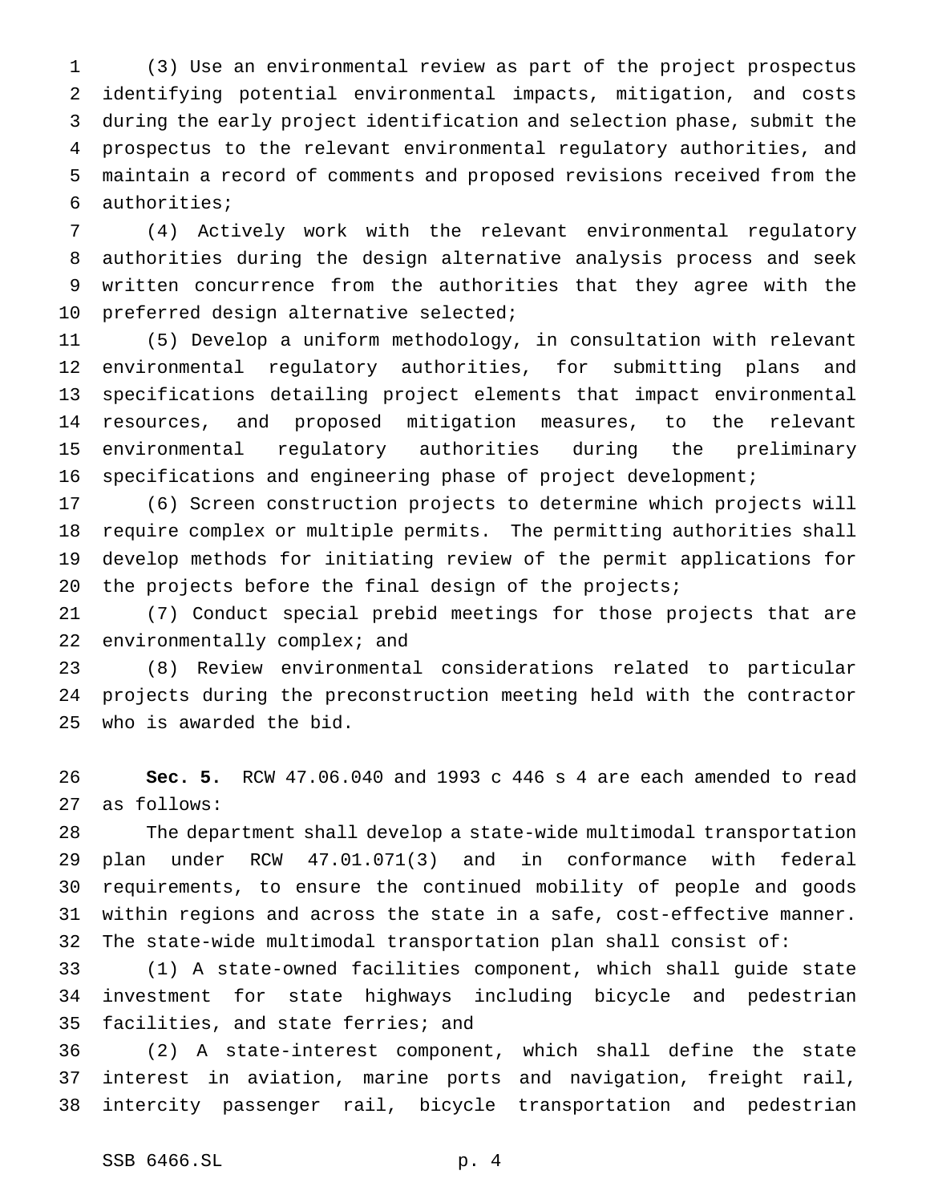(3) Use an environmental review as part of the project prospectus identifying potential environmental impacts, mitigation, and costs during the early project identification and selection phase, submit the prospectus to the relevant environmental regulatory authorities, and maintain a record of comments and proposed revisions received from the authorities;

(4) Actively work with the relevant environmental regulatory authorities during the design alternative analysis process and seek written concurrence from the authorities that they agree with the preferred design alternative selected;

(5) Develop a uniform methodology, in consultation with relevant environmental regulatory authorities, for submitting plans and specifications detailing project elements that impact environmental resources, and proposed mitigation measures, to the relevant environmental regulatory authorities during the preliminary specifications and engineering phase of project development;

(6) Screen construction projects to determine which projects will require complex or multiple permits. The permitting authorities shall develop methods for initiating review of the permit applications for the projects before the final design of the projects;

(7) Conduct special prebid meetings for those projects that are environmentally complex; and

(8) Review environmental considerations related to particular projects during the preconstruction meeting held with the contractor who is awarded the bid.

**Sec. 5.** RCW 47.06.040 and 1993 c 446 s 4 are each amended to read as follows:

The department shall develop a state-wide multimodal transportation plan under RCW 47.01.071(3) and in conformance with federal requirements, to ensure the continued mobility of people and goods within regions and across the state in a safe, cost-effective manner. The state-wide multimodal transportation plan shall consist of:

(1) A state-owned facilities component, which shall guide state investment for state highways including bicycle and pedestrian facilities, and state ferries; and

(2) A state-interest component, which shall define the state interest in aviation, marine ports and navigation, freight rail, intercity passenger rail, bicycle transportation and pedestrian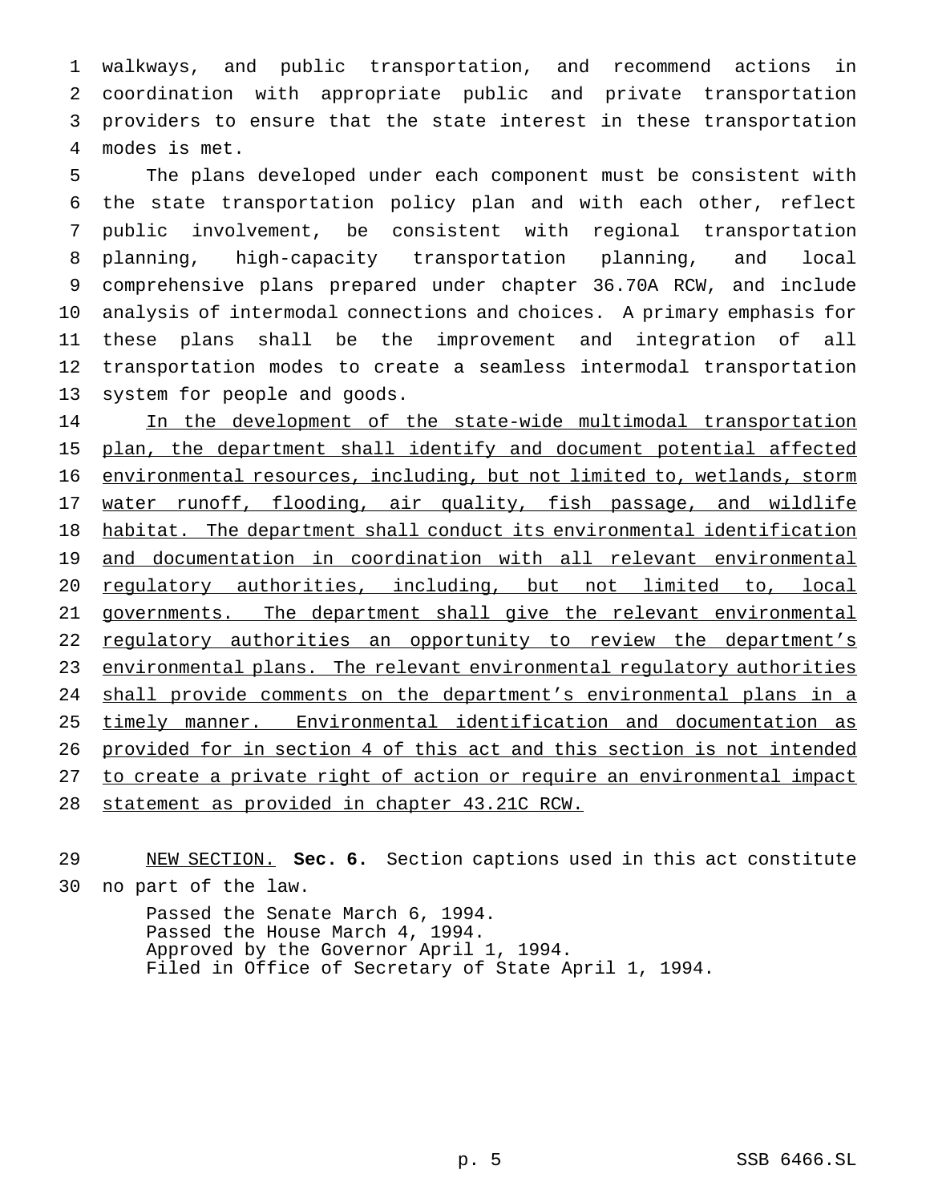walkways, and public transportation, and recommend actions in coordination with appropriate public and private transportation providers to ensure that the state interest in these transportation modes is met.

The plans developed under each component must be consistent with the state transportation policy plan and with each other, reflect public involvement, be consistent with regional transportation planning, high-capacity transportation planning, and local comprehensive plans prepared under chapter 36.70A RCW, and include analysis of intermodal connections and choices. A primary emphasis for these plans shall be the improvement and integration of all transportation modes to create a seamless intermodal transportation system for people and goods.

<u>In the development of the state-wide multimodal transportation plan, the department shall identify and document potential affected environmental resources, including, but not limited to, wetlands, storm water runoff, flooding, air quality, fish passage, and wildlife habitat. The department shall conduct its environmental identification and documentation in coordination with all relevant environmental regulatory authorities, including, but not limited to, local governments. The department shall give the relevant environmental regulatory authorities an opportunity to review the department's environmental plans. The relevant environmental regulatory authorities shall provide comments on the department's environmental plans in a timely manner. Environmental identification and documentation as provided for in section 4 of this act and this section is not intended to create a private right of action or require an environmental impact statement as provided in chapter 43.21C RCW.</u>

<u>NEW SECTION.</u> **Sec. 6.** Section captions used in this act constitute no part of the law.

Passed the Senate March 6, 1994.
Passed the House March 4, 1994.
Approved by the Governor April 1, 1994.
Filed in Office of Secretary of State April 1, 1994.